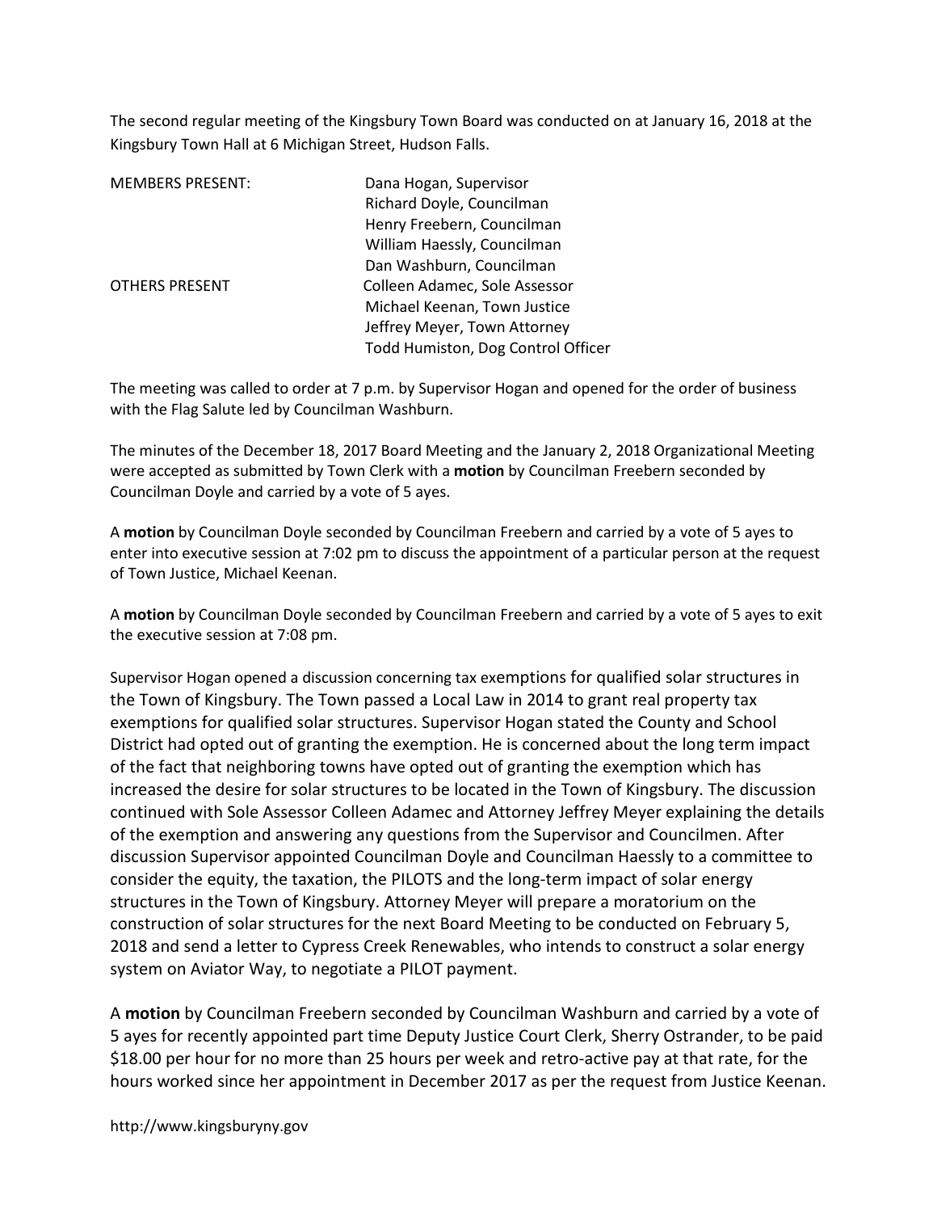The second regular meeting of the Kingsbury Town Board was conducted on at January 16, 2018 at the Kingsbury Town Hall at 6 Michigan Street, Hudson Falls.

| | |
|---|---|
| MEMBERS PRESENT: | Dana Hogan, Supervisor |
| | Richard Doyle, Councilman |
| | Henry Freebern, Councilman |
| | William Haessly, Councilman |
| | Dan Washburn, Councilman |
| OTHERS PRESENT | Colleen Adamec, Sole Assessor |
| | Michael Keenan, Town Justice |
| | Jeffrey Meyer, Town Attorney |
| | Todd Humiston, Dog Control Officer |

The meeting was called to order at 7 p.m. by Supervisor Hogan and opened for the order of business with the Flag Salute led by Councilman Washburn.

The minutes of the December 18, 2017 Board Meeting and the January 2, 2018 Organizational Meeting were accepted as submitted by Town Clerk with a **motion** by Councilman Freebern seconded by Councilman Doyle and carried by a vote of 5 ayes.

A **motion** by Councilman Doyle seconded by Councilman Freebern and carried by a vote of 5 ayes to enter into executive session at 7:02 pm to discuss the appointment of a particular person at the request of Town Justice, Michael Keenan.

A **motion** by Councilman Doyle seconded by Councilman Freebern and carried by a vote of 5 ayes to exit the executive session at 7:08 pm.

Supervisor Hogan opened a discussion concerning tax exemptions for qualified solar structures in the Town of Kingsbury. The Town passed a Local Law in 2014 to grant real property tax exemptions for qualified solar structures. Supervisor Hogan stated the County and School District had opted out of granting the exemption. He is concerned about the long term impact of the fact that neighboring towns have opted out of granting the exemption which has increased the desire for solar structures to be located in the Town of Kingsbury. The discussion continued with Sole Assessor Colleen Adamec and Attorney Jeffrey Meyer explaining the details of the exemption and answering any questions from the Supervisor and Councilmen. After discussion Supervisor appointed Councilman Doyle and Councilman Haessly to a committee to consider the equity, the taxation, the PILOTS and the long-term impact of solar energy structures in the Town of Kingsbury. Attorney Meyer will prepare a moratorium on the construction of solar structures for the next Board Meeting to be conducted on February 5, 2018 and send a letter to Cypress Creek Renewables, who intends to construct a solar energy system on Aviator Way, to negotiate a PILOT payment.

A **motion** by Councilman Freebern seconded by Councilman Washburn and carried by a vote of 5 ayes for recently appointed part time Deputy Justice Court Clerk, Sherry Ostrander, to be paid $18.00 per hour for no more than 25 hours per week and retro-active pay at that rate, for the hours worked since her appointment in December 2017 as per the request from Justice Keenan.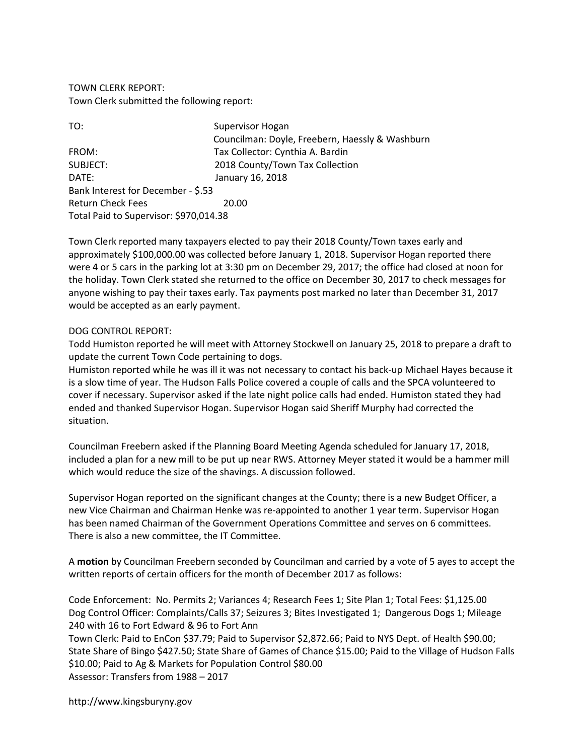TOWN CLERK REPORT:
Town Clerk submitted the following report:

TO: Supervisor Hogan
Councilman: Doyle, Freebern, Haessly & Washburn
FROM: Tax Collector: Cynthia A. Bardin
SUBJECT: 2018 County/Town Tax Collection
DATE: January 16, 2018
Bank Interest for December - $.53
Return Check Fees 20.00
Total Paid to Supervisor: $970,014.38

Town Clerk reported many taxpayers elected to pay their 2018 County/Town taxes early and approximately $100,000.00 was collected before January 1, 2018. Supervisor Hogan reported there were 4 or 5 cars in the parking lot at 3:30 pm on December 29, 2017; the office had closed at noon for the holiday. Town Clerk stated she returned to the office on December 30, 2017 to check messages for anyone wishing to pay their taxes early. Tax payments post marked no later than December 31, 2017 would be accepted as an early payment.

DOG CONTROL REPORT:
Todd Humiston reported he will meet with Attorney Stockwell on January 25, 2018 to prepare a draft to update the current Town Code pertaining to dogs.
Humiston reported while he was ill it was not necessary to contact his back-up Michael Hayes because it is a slow time of year. The Hudson Falls Police covered a couple of calls and the SPCA volunteered to cover if necessary. Supervisor asked if the late night police calls had ended. Humiston stated they had ended and thanked Supervisor Hogan. Supervisor Hogan said Sheriff Murphy had corrected the situation.

Councilman Freebern asked if the Planning Board Meeting Agenda scheduled for January 17, 2018, included a plan for a new mill to be put up near RWS. Attorney Meyer stated it would be a hammer mill which would reduce the size of the shavings. A discussion followed.

Supervisor Hogan reported on the significant changes at the County; there is a new Budget Officer, a new Vice Chairman and Chairman Henke was re-appointed to another 1 year term. Supervisor Hogan has been named Chairman of the Government Operations Committee and serves on 6 committees. There is also a new committee, the IT Committee.

A **motion** by Councilman Freebern seconded by Councilman and carried by a vote of 5 ayes to accept the written reports of certain officers for the month of December 2017 as follows:

Code Enforcement: No. Permits 2; Variances 4; Research Fees 1; Site Plan 1; Total Fees: $1,125.00
Dog Control Officer: Complaints/Calls 37; Seizures 3; Bites Investigated 1; Dangerous Dogs 1; Mileage 240 with 16 to Fort Edward & 96 to Fort Ann
Town Clerk: Paid to EnCon $37.79; Paid to Supervisor $2,872.66; Paid to NYS Dept. of Health $90.00; State Share of Bingo $427.50; State Share of Games of Chance $15.00; Paid to the Village of Hudson Falls $10.00; Paid to Ag & Markets for Population Control $80.00
Assessor: Transfers from 1988 – 2017

http://www.kingsburyny.gov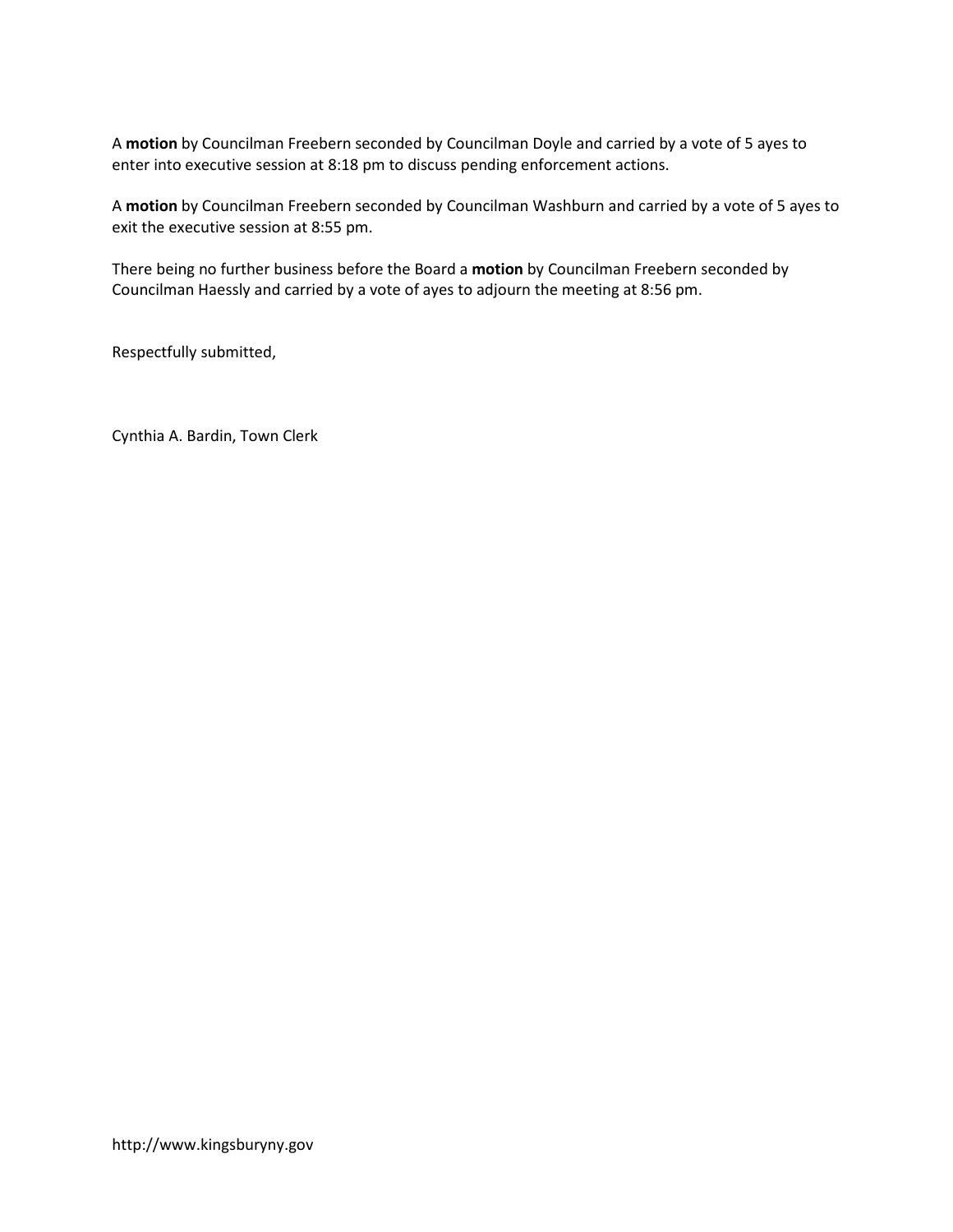A **motion** by Councilman Freebern seconded by Councilman Doyle and carried by a vote of 5 ayes to enter into executive session at 8:18 pm to discuss pending enforcement actions.

A **motion** by Councilman Freebern seconded by Councilman Washburn and carried by a vote of 5 ayes to exit the executive session at 8:55 pm.

There being no further business before the Board a **motion** by Councilman Freebern seconded by Councilman Haessly and carried by a vote of ayes to adjourn the meeting at 8:56 pm.

Respectfully submitted,

Cynthia A. Bardin, Town Clerk

http://www.kingsburyny.gov